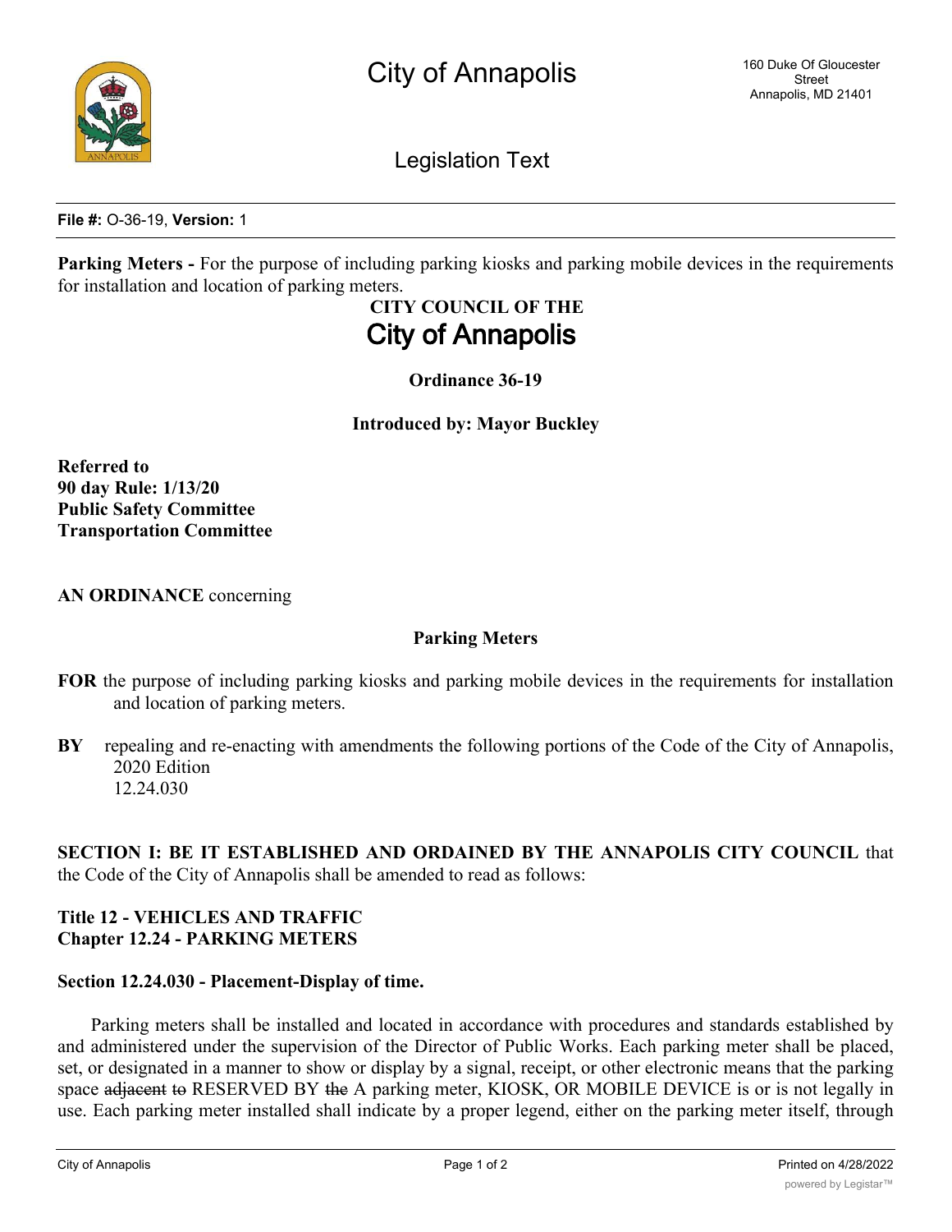# City of Annapolis

160 Duke Of Gloucester Street
Annapolis, MD 21401

Legislation Text

**File #:** O-36-19, **Version:** 1

**Parking Meters -** For the purpose of including parking kiosks and parking mobile devices in the requirements for installation and location of parking meters.

**CITY COUNCIL OF THE**

## City of Annapolis

**Ordinance 36-19**

**Introduced by: Mayor Buckley**

**Referred to**
**90 day Rule: 1/13/20**
**Public Safety Committee**
**Transportation Committee**

**AN ORDINANCE** concerning

**Parking Meters**

**FOR** the purpose of including parking kiosks and parking mobile devices in the requirements for installation and location of parking meters.

**BY** repealing and re-enacting with amendments the following portions of the Code of the City of Annapolis, 2020 Edition
12.24.030

**SECTION I: BE IT ESTABLISHED AND ORDAINED BY THE ANNAPOLIS CITY COUNCIL** that the Code of the City of Annapolis shall be amended to read as follows:

**Title 12 - VEHICLES AND TRAFFIC**
**Chapter 12.24 - PARKING METERS**

**Section 12.24.030 - Placement-Display of time.**

Parking meters shall be installed and located in accordance with procedures and standards established by and administered under the supervision of the Director of Public Works. Each parking meter shall be placed, set, or designated in a manner to show or display by a signal, receipt, or other electronic means that the parking space ~~adjacent~~ ~~to~~ RESERVED BY ~~the~~ A parking meter, KIOSK, OR MOBILE DEVICE is or is not legally in use. Each parking meter installed shall indicate by a proper legend, either on the parking meter itself, through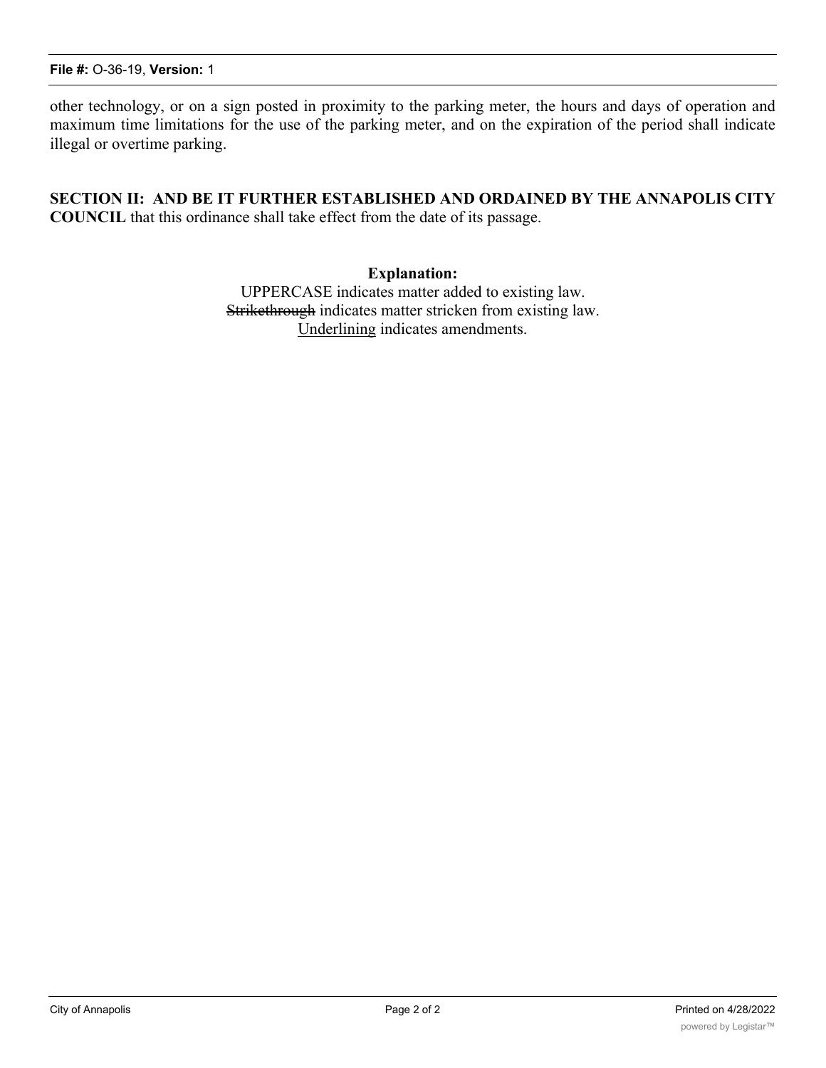other technology, or on a sign posted in proximity to the parking meter, the hours and days of operation and maximum time limitations for the use of the parking meter, and on the expiration of the period shall indicate illegal or overtime parking.

**SECTION II: AND BE IT FURTHER ESTABLISHED AND ORDAINED BY THE ANNAPOLIS CITY COUNCIL** that this ordinance shall take effect from the date of its passage.

**Explanation:**

UPPERCASE indicates matter added to existing law.
~~Strikethrough~~ indicates matter stricken from existing law.
Underlining indicates amendments.